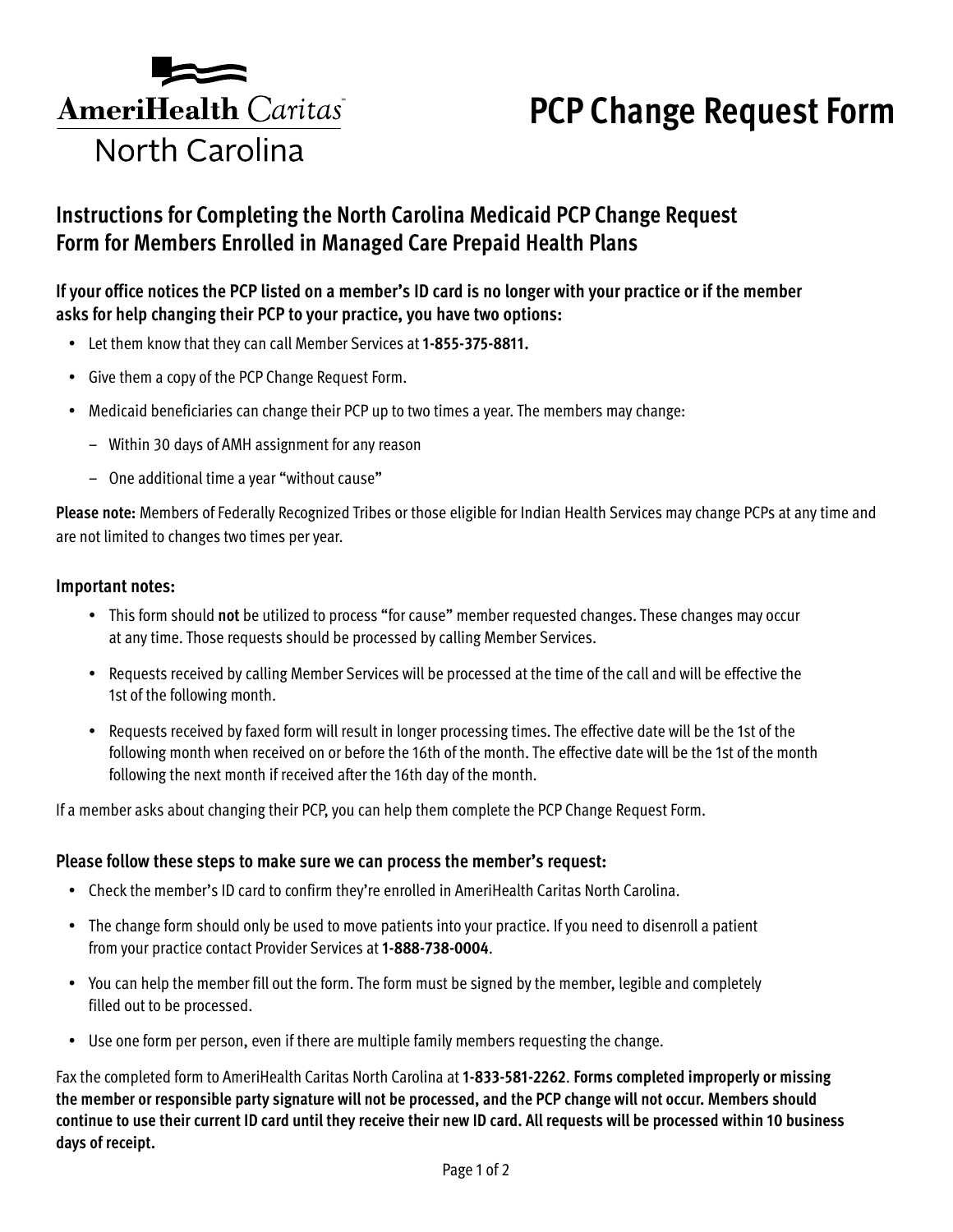AmeriHealth Caritas North Carolina

# PCP Change Request Form

## Instructions for Completing the North Carolina Medicaid PCP Change Request Form for Members Enrolled in Managed Care Prepaid Health Plans

### If your office notices the PCP listed on a member's ID card is no longer with your practice or if the member asks for help changing their PCP to your practice, you have two options:

- Let them know that they can call Member Services at **1-855-375-8811.**
- Give them a copy of the PCP Change Request Form.
- Medicaid beneficiaries can change their PCP up to two times a year. The members may change:
  - Within 30 days of AMH assignment for any reason
  - One additional time a year "without cause"

**Please note:** Members of Federally Recognized Tribes or those eligible for Indian Health Services may change PCPs at any time and are not limited to changes two times per year.

### Important notes:

- This form should **not** be utilized to process "for cause" member requested changes. These changes may occur at any time. Those requests should be processed by calling Member Services.
- Requests received by calling Member Services will be processed at the time of the call and will be effective the 1st of the following month.
- Requests received by faxed form will result in longer processing times. The effective date will be the 1st of the following month when received on or before the 16th of the month. The effective date will be the 1st of the month following the next month if received after the 16th day of the month.

If a member asks about changing their PCP, you can help them complete the PCP Change Request Form.

### Please follow these steps to make sure we can process the member's request:

- Check the member's ID card to confirm they're enrolled in AmeriHealth Caritas North Carolina.
- The change form should only be used to move patients into your practice. If you need to disenroll a patient from your practice contact Provider Services at **1-888-738-0004**.
- You can help the member fill out the form. The form must be signed by the member, legible and completely filled out to be processed.
- Use one form per person, even if there are multiple family members requesting the change.

Fax the completed form to AmeriHealth Caritas North Carolina at **1-833-581-2262**. **Forms completed improperly or missing the member or responsible party signature will not be processed, and the PCP change will not occur. Members should continue to use their current ID card until they receive their new ID card. All requests will be processed within 10 business days of receipt.**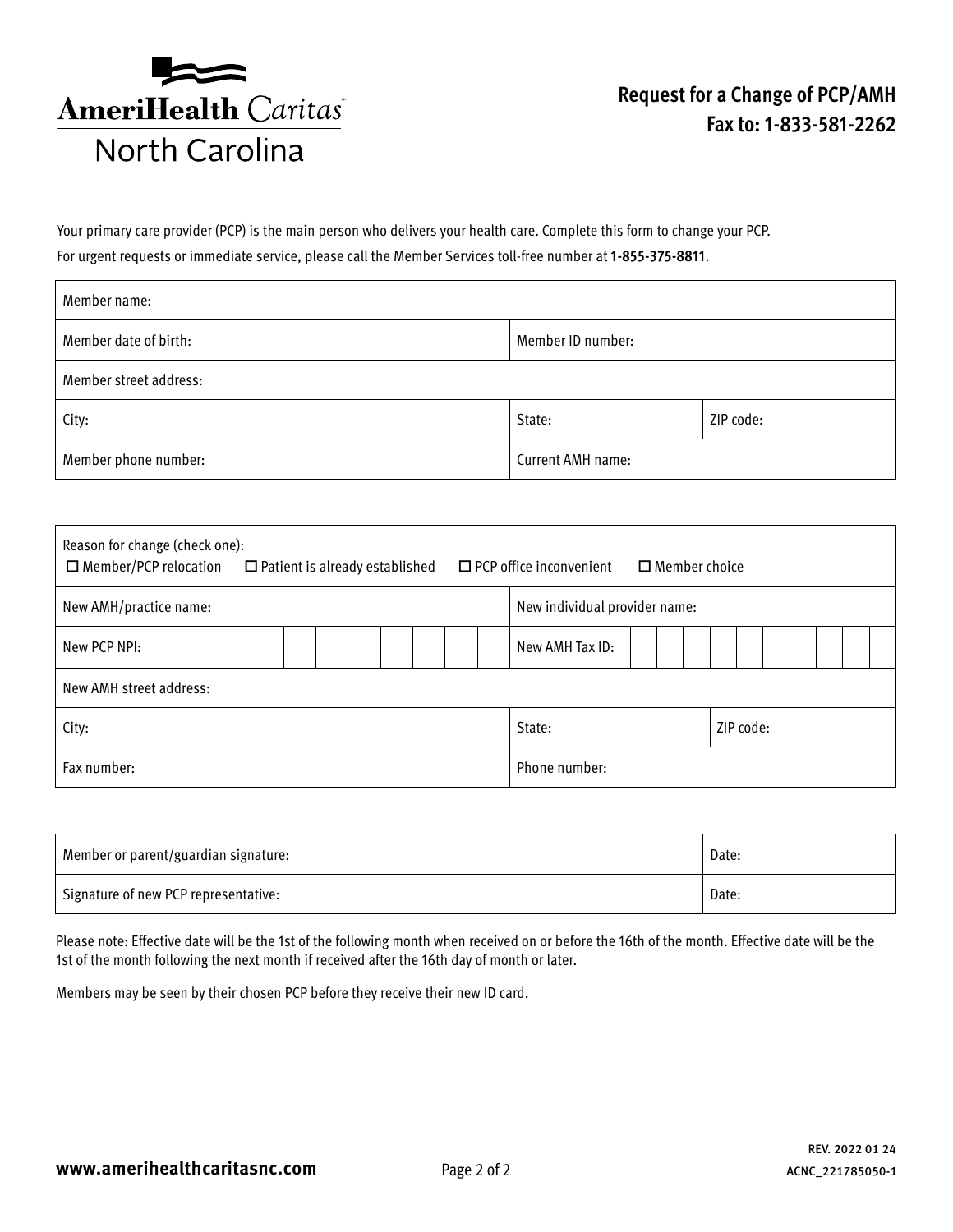AmeriHealth Caritas North Carolina

# Request for a Change of PCP/AMH

**Fax to: 1-833-581-2262**

Your primary care provider (PCP) is the main person who delivers your health care. Complete this form to change your PCP.

For urgent requests or immediate service, please call the Member Services toll-free number at **1-855-375-8811**.

| | | |
|---|---|---|
| Member name: | | |
| Member date of birth: | Member ID number: | |
| Member street address: | | |
| City: | State: | ZIP code: |
| Member phone number: | Current AMH name: | |

Reason for change (check one):
☐ Member/PCP relocation ☐ Patient is already established ☐ PCP office inconvenient ☐ Member choice

| | | |
|---|---|---|
| New AMH/practice name: | New individual provider name: | |
| New PCP NPI: | New AMH Tax ID: | |
| New AMH street address: | | |
| City: | State: | ZIP code: |
| Fax number: | Phone number: | |

| | |
|---|---|
| Member or parent/guardian signature: | Date: |
| Signature of new PCP representative: | Date: |

Please note: Effective date will be the 1st of the following month when received on or before the 16th of the month. Effective date will be the 1st of the month following the next month if received after the 16th day of month or later.

Members may be seen by their chosen PCP before they receive their new ID card.

**www.amerihealthcaritasnc.com**

REV. 2022 01 24
ACNC_221785050-1